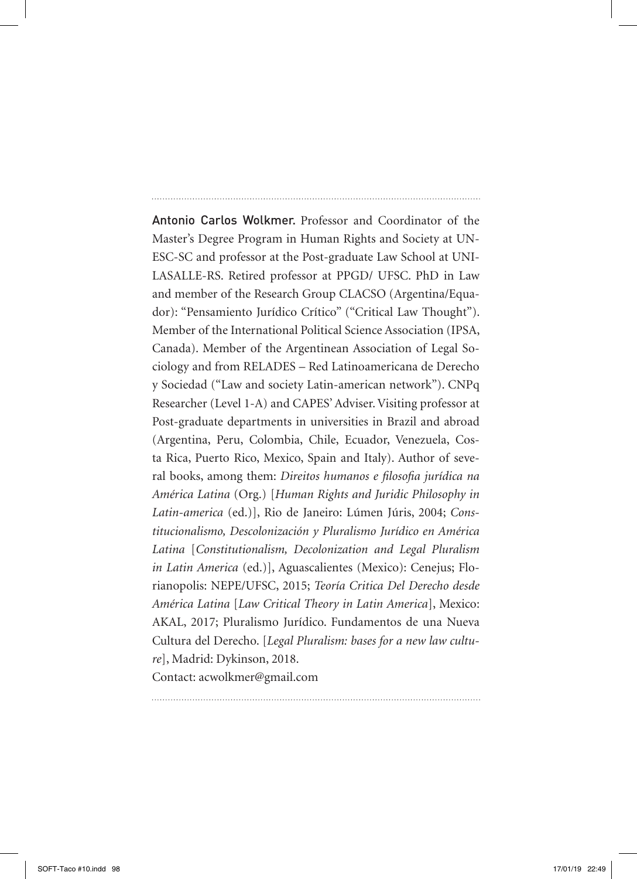**Antonio Carlos Wolkmer.** Professor and Coordinator of the Master's Degree Program in Human Rights and Society at UNESC-SC and professor at the Post-graduate Law School at UNILASALLE-RS. Retired professor at PPGD/ UFSC. PhD in Law and member of the Research Group CLACSO (Argentina/Equador): "Pensamiento Jurídico Crítico" ("Critical Law Thought"). Member of the International Political Science Association (IPSA, Canada). Member of the Argentinean Association of Legal Sociology and from RELADES – Red Latinoamericana de Derecho y Sociedad ("Law and society Latin-american network"). CNPq Researcher (Level 1-A) and CAPES' Adviser. Visiting professor at Post-graduate departments in universities in Brazil and abroad (Argentina, Peru, Colombia, Chile, Ecuador, Venezuela, Costa Rica, Puerto Rico, Mexico, Spain and Italy). Author of several books, among them: *Direitos humanos e filosofia jurídica na América Latina* (Org.) [*Human Rights and Juridic Philosophy in Latin-america* (ed.)], Rio de Janeiro: Lúmen Júris, 2004; *Constitucionalismo, Descolonización y Pluralismo Jurídico en América Latina* [*Constitutionalism, Decolonization and Legal Pluralism in Latin America* (ed.)], Aguascalientes (Mexico): Cenejus; Florianopolis: NEPE/UFSC, 2015; *Teoría Critica Del Derecho desde América Latina* [*Law Critical Theory in Latin America*], Mexico: AKAL, 2017; Pluralismo Jurídico. Fundamentos de una Nueva Cultura del Derecho. [*Legal Pluralism: bases for a new law culture*], Madrid: Dykinson, 2018.

Contact: acwolkmer@gmail.com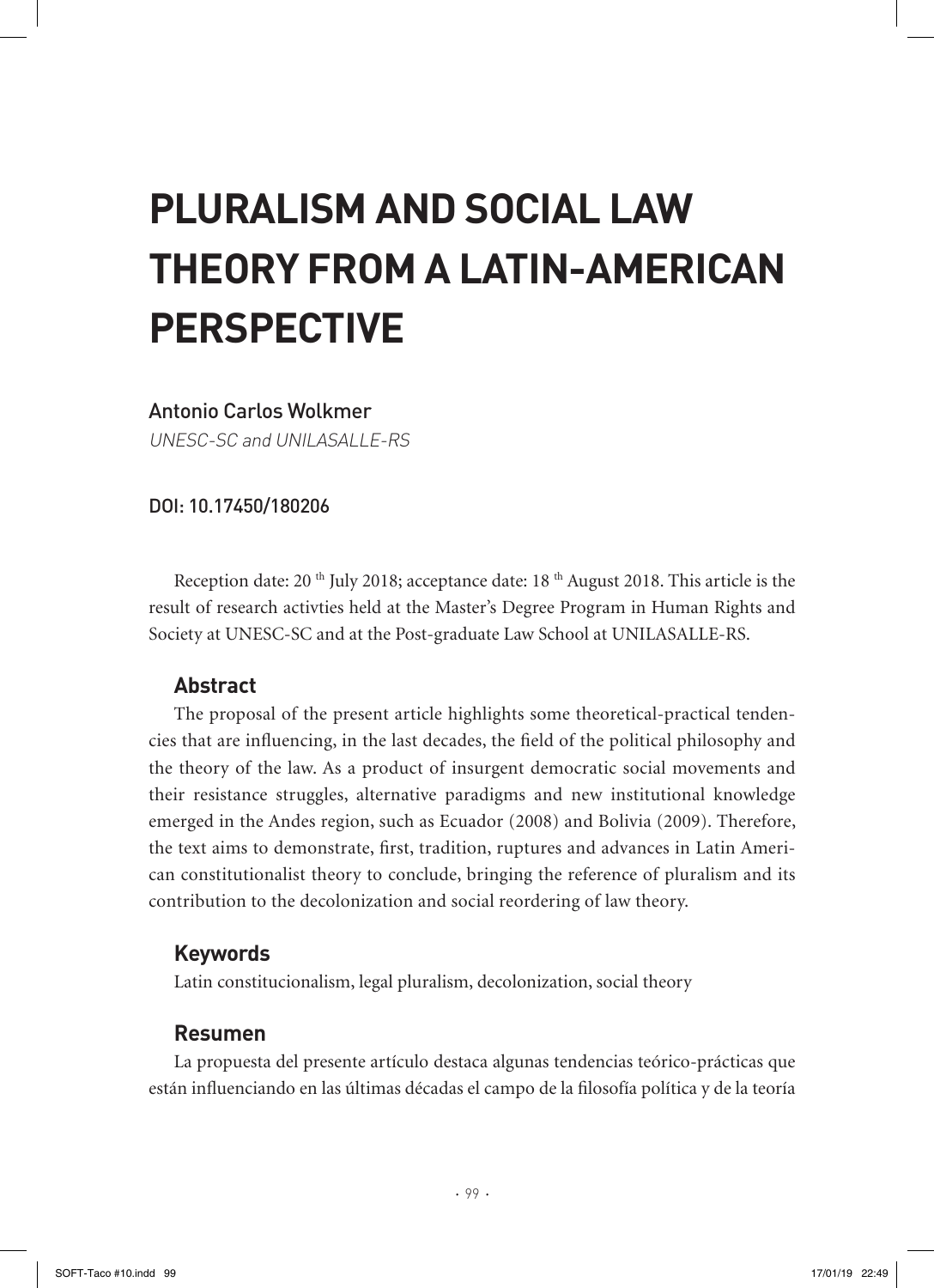# PLURALISM AND SOCIAL LAW THEORY FROM A LATIN-AMERICAN PERSPECTIVE

Antonio Carlos Wolkmer

*UNESC-SC and UNILASALLE-RS*

DOI: 10.17450/180206

Reception date: 20 th July 2018; acceptance date: 18 th August 2018. This article is the result of research activties held at the Master's Degree Program in Human Rights and Society at UNESC-SC and at the Post-graduate Law School at UNILASALLE-RS.

### Abstract

The proposal of the present article highlights some theoretical-practical tendencies that are influencing, in the last decades, the field of the political philosophy and the theory of the law. As a product of insurgent democratic social movements and their resistance struggles, alternative paradigms and new institutional knowledge emerged in the Andes region, such as Ecuador (2008) and Bolivia (2009). Therefore, the text aims to demonstrate, first, tradition, ruptures and advances in Latin American constitutionalist theory to conclude, bringing the reference of pluralism and its contribution to the decolonization and social reordering of law theory.

### Keywords

Latin constitucionalism, legal pluralism, decolonization, social theory

### Resumen

La propuesta del presente artículo destaca algunas tendencias teórico-prácticas que están influenciando en las últimas décadas el campo de la filosofía política y de la teoría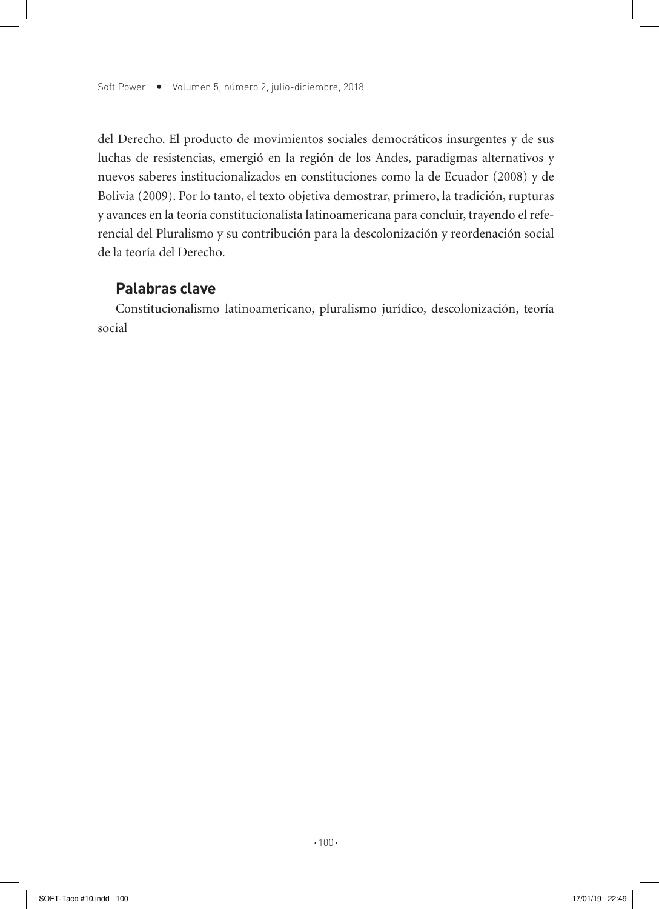del Derecho. El producto de movimientos sociales democráticos insurgentes y de sus luchas de resistencias, emergió en la región de los Andes, paradigmas alternativos y nuevos saberes institucionalizados en constituciones como la de Ecuador (2008) y de Bolivia (2009). Por lo tanto, el texto objetiva demostrar, primero, la tradición, rupturas y avances en la teoría constitucionalista latinoamericana para concluir, trayendo el referencial del Pluralismo y su contribución para la descolonización y reordenación social de la teoría del Derecho.

## Palabras clave

Constitucionalismo latinoamericano, pluralismo jurídico, descolonización, teoría social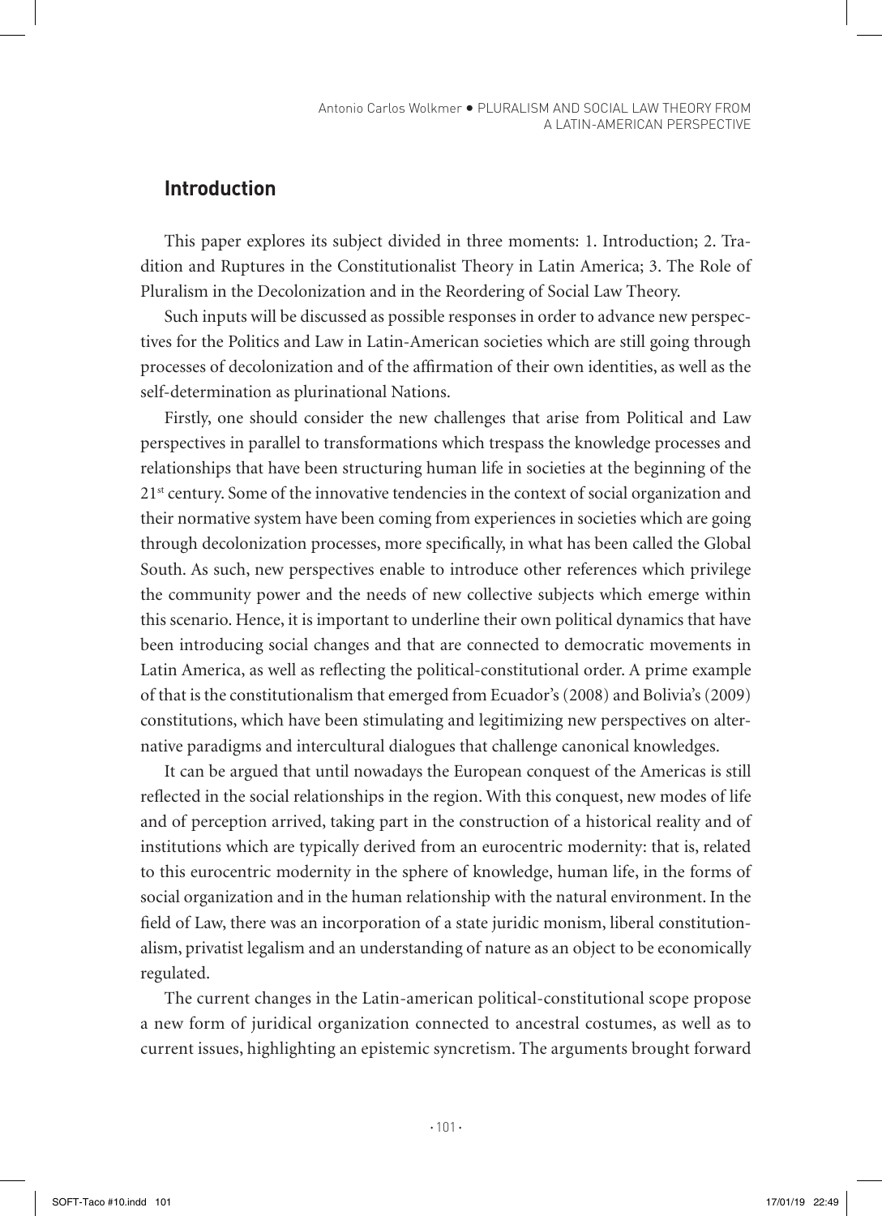## Introduction

This paper explores its subject divided in three moments: 1. Introduction; 2. Tradition and Ruptures in the Constitutionalist Theory in Latin America; 3. The Role of Pluralism in the Decolonization and in the Reordering of Social Law Theory.

Such inputs will be discussed as possible responses in order to advance new perspectives for the Politics and Law in Latin-American societies which are still going through processes of decolonization and of the affirmation of their own identities, as well as the self-determination as plurinational Nations.

Firstly, one should consider the new challenges that arise from Political and Law perspectives in parallel to transformations which trespass the knowledge processes and relationships that have been structuring human life in societies at the beginning of the 21st century. Some of the innovative tendencies in the context of social organization and their normative system have been coming from experiences in societies which are going through decolonization processes, more specifically, in what has been called the Global South. As such, new perspectives enable to introduce other references which privilege the community power and the needs of new collective subjects which emerge within this scenario. Hence, it is important to underline their own political dynamics that have been introducing social changes and that are connected to democratic movements in Latin America, as well as reflecting the political-constitutional order. A prime example of that is the constitutionalism that emerged from Ecuador's (2008) and Bolivia's (2009) constitutions, which have been stimulating and legitimizing new perspectives on alternative paradigms and intercultural dialogues that challenge canonical knowledges.

It can be argued that until nowadays the European conquest of the Americas is still reflected in the social relationships in the region. With this conquest, new modes of life and of perception arrived, taking part in the construction of a historical reality and of institutions which are typically derived from an eurocentric modernity: that is, related to this eurocentric modernity in the sphere of knowledge, human life, in the forms of social organization and in the human relationship with the natural environment. In the field of Law, there was an incorporation of a state juridic monism, liberal constitutionalism, privatist legalism and an understanding of nature as an object to be economically regulated.

The current changes in the Latin-american political-constitutional scope propose a new form of juridical organization connected to ancestral costumes, as well as to current issues, highlighting an epistemic syncretism. The arguments brought forward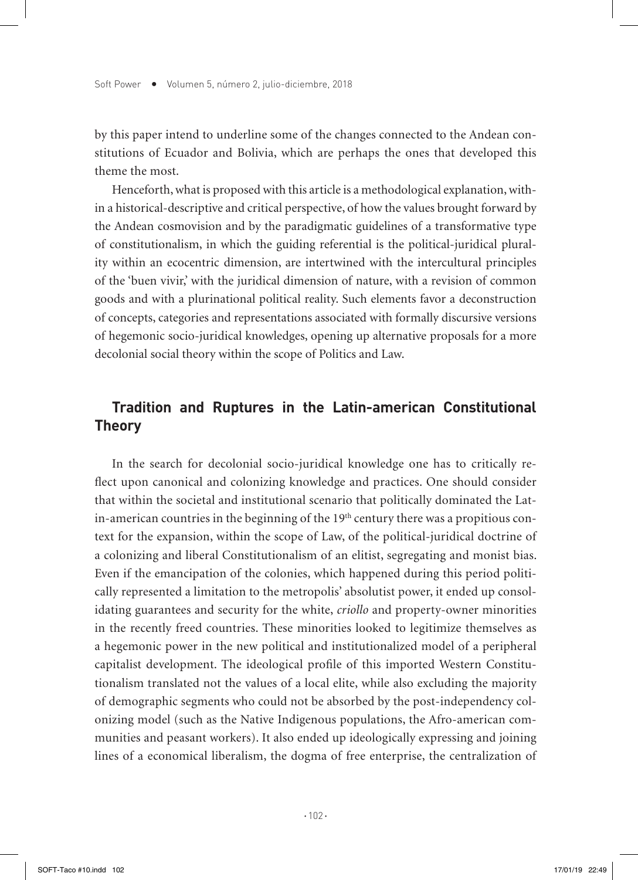by this paper intend to underline some of the changes connected to the Andean constitutions of Ecuador and Bolivia, which are perhaps the ones that developed this theme the most.

Henceforth, what is proposed with this article is a methodological explanation, within a historical-descriptive and critical perspective, of how the values brought forward by the Andean cosmovision and by the paradigmatic guidelines of a transformative type of constitutionalism, in which the guiding referential is the political-juridical plurality within an ecocentric dimension, are intertwined with the intercultural principles of the 'buen vivir,' with the juridical dimension of nature, with a revision of common goods and with a plurinational political reality. Such elements favor a deconstruction of concepts, categories and representations associated with formally discursive versions of hegemonic socio-juridical knowledges, opening up alternative proposals for a more decolonial social theory within the scope of Politics and Law.

## Tradition and Ruptures in the Latin-american Constitutional Theory

In the search for decolonial socio-juridical knowledge one has to critically reflect upon canonical and colonizing knowledge and practices. One should consider that within the societal and institutional scenario that politically dominated the Latin-american countries in the beginning of the 19th century there was a propitious context for the expansion, within the scope of Law, of the political-juridical doctrine of a colonizing and liberal Constitutionalism of an elitist, segregating and monist bias. Even if the emancipation of the colonies, which happened during this period politically represented a limitation to the metropolis' absolutist power, it ended up consolidating guarantees and security for the white, *criollo* and property-owner minorities in the recently freed countries. These minorities looked to legitimize themselves as a hegemonic power in the new political and institutionalized model of a peripheral capitalist development. The ideological profile of this imported Western Constitutionalism translated not the values of a local elite, while also excluding the majority of demographic segments who could not be absorbed by the post-independency colonizing model (such as the Native Indigenous populations, the Afro-american communities and peasant workers). It also ended up ideologically expressing and joining lines of a economical liberalism, the dogma of free enterprise, the centralization of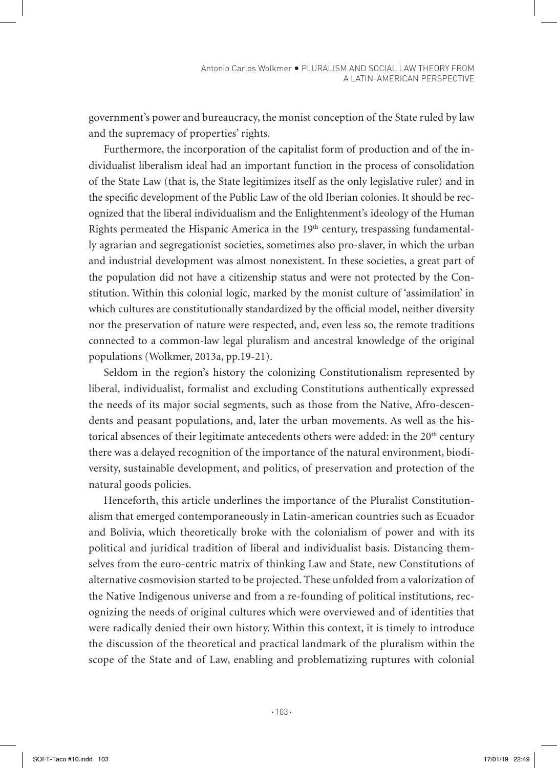government's power and bureaucracy, the monist conception of the State ruled by law and the supremacy of properties' rights.

Furthermore, the incorporation of the capitalist form of production and of the individualist liberalism ideal had an important function in the process of consolidation of the State Law (that is, the State legitimizes itself as the only legislative ruler) and in the specific development of the Public Law of the old Iberian colonies. It should be recognized that the liberal individualism and the Enlightenment's ideology of the Human Rights permeated the Hispanic America in the 19th century, trespassing fundamentally agrarian and segregationist societies, sometimes also pro-slaver, in which the urban and industrial development was almost nonexistent. In these societies, a great part of the population did not have a citizenship status and were not protected by the Constitution. Within this colonial logic, marked by the monist culture of 'assimilation' in which cultures are constitutionally standardized by the official model, neither diversity nor the preservation of nature were respected, and, even less so, the remote traditions connected to a common-law legal pluralism and ancestral knowledge of the original populations (Wolkmer, 2013a, pp.19-21).

Seldom in the region's history the colonizing Constitutionalism represented by liberal, individualist, formalist and excluding Constitutions authentically expressed the needs of its major social segments, such as those from the Native, Afro-descendents and peasant populations, and, later the urban movements. As well as the historical absences of their legitimate antecedents others were added: in the 20th century there was a delayed recognition of the importance of the natural environment, biodiversity, sustainable development, and politics, of preservation and protection of the natural goods policies.

Henceforth, this article underlines the importance of the Pluralist Constitutionalism that emerged contemporaneously in Latin-american countries such as Ecuador and Bolivia, which theoretically broke with the colonialism of power and with its political and juridical tradition of liberal and individualist basis. Distancing themselves from the euro-centric matrix of thinking Law and State, new Constitutions of alternative cosmovision started to be projected. These unfolded from a valorization of the Native Indigenous universe and from a re-founding of political institutions, recognizing the needs of original cultures which were overviewed and of identities that were radically denied their own history. Within this context, it is timely to introduce the discussion of the theoretical and practical landmark of the pluralism within the scope of the State and of Law, enabling and problematizing ruptures with colonial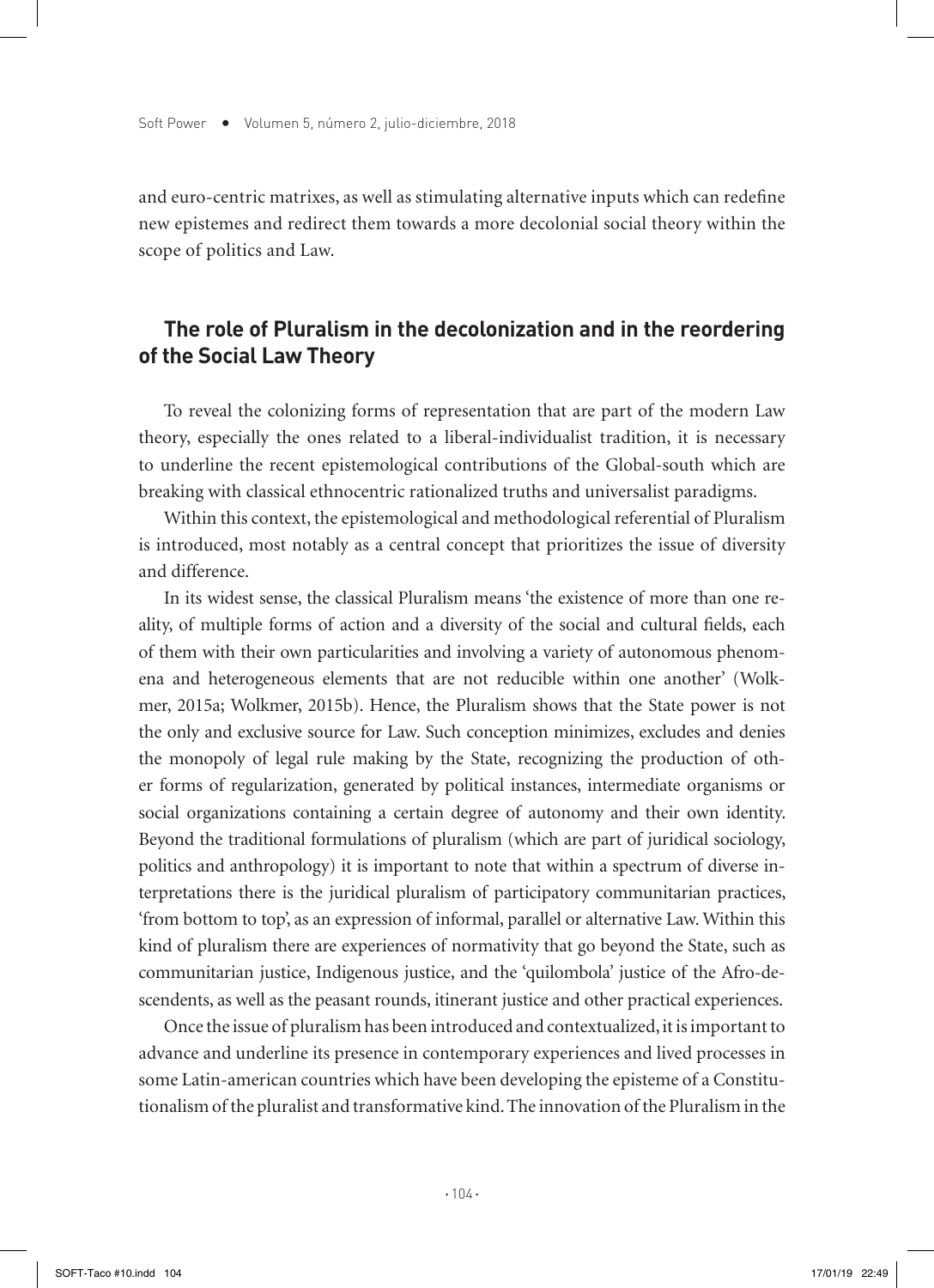and euro-centric matrixes, as well as stimulating alternative inputs which can redefine new epistemes and redirect them towards a more decolonial social theory within the scope of politics and Law.

## The role of Pluralism in the decolonization and in the reordering of the Social Law Theory

To reveal the colonizing forms of representation that are part of the modern Law theory, especially the ones related to a liberal-individualist tradition, it is necessary to underline the recent epistemological contributions of the Global-south which are breaking with classical ethnocentric rationalized truths and universalist paradigms.

Within this context, the epistemological and methodological referential of Pluralism is introduced, most notably as a central concept that prioritizes the issue of diversity and difference.

In its widest sense, the classical Pluralism means 'the existence of more than one reality, of multiple forms of action and a diversity of the social and cultural fields, each of them with their own particularities and involving a variety of autonomous phenomena and heterogeneous elements that are not reducible within one another' (Wolkmer, 2015a; Wolkmer, 2015b). Hence, the Pluralism shows that the State power is not the only and exclusive source for Law. Such conception minimizes, excludes and denies the monopoly of legal rule making by the State, recognizing the production of other forms of regularization, generated by political instances, intermediate organisms or social organizations containing a certain degree of autonomy and their own identity. Beyond the traditional formulations of pluralism (which are part of juridical sociology, politics and anthropology) it is important to note that within a spectrum of diverse interpretations there is the juridical pluralism of participatory communitarian practices, 'from bottom to top', as an expression of informal, parallel or alternative Law. Within this kind of pluralism there are experiences of normativity that go beyond the State, such as communitarian justice, Indigenous justice, and the 'quilombola' justice of the Afro-descendents, as well as the peasant rounds, itinerant justice and other practical experiences.

Once the issue of pluralism has been introduced and contextualized, it is important to advance and underline its presence in contemporary experiences and lived processes in some Latin-american countries which have been developing the episteme of a Constitutionalism of the pluralist and transformative kind. The innovation of the Pluralism in the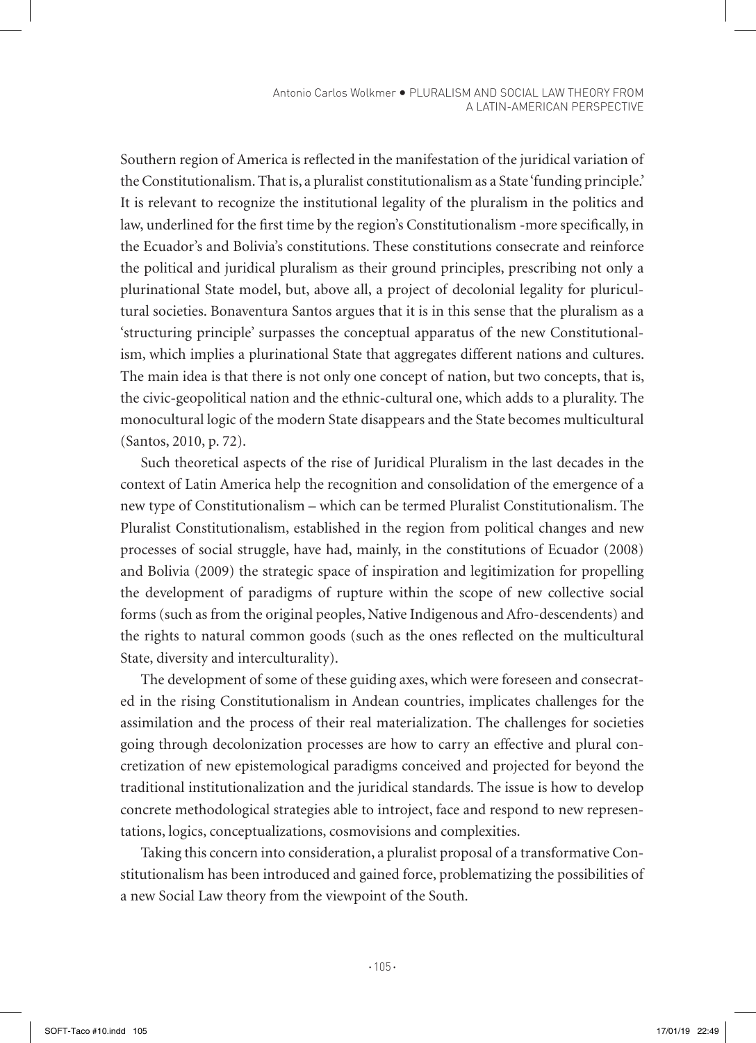Southern region of America is reflected in the manifestation of the juridical variation of the Constitutionalism. That is, a pluralist constitutionalism as a State 'funding principle.' It is relevant to recognize the institutional legality of the pluralism in the politics and law, underlined for the first time by the region's Constitutionalism -more specifically, in the Ecuador's and Bolivia's constitutions. These constitutions consecrate and reinforce the political and juridical pluralism as their ground principles, prescribing not only a plurinational State model, but, above all, a project of decolonial legality for pluricultural societies. Bonaventura Santos argues that it is in this sense that the pluralism as a 'structuring principle' surpasses the conceptual apparatus of the new Constitutionalism, which implies a plurinational State that aggregates different nations and cultures. The main idea is that there is not only one concept of nation, but two concepts, that is, the civic-geopolitical nation and the ethnic-cultural one, which adds to a plurality. The monocultural logic of the modern State disappears and the State becomes multicultural (Santos, 2010, p. 72).

Such theoretical aspects of the rise of Juridical Pluralism in the last decades in the context of Latin America help the recognition and consolidation of the emergence of a new type of Constitutionalism – which can be termed Pluralist Constitutionalism. The Pluralist Constitutionalism, established in the region from political changes and new processes of social struggle, have had, mainly, in the constitutions of Ecuador (2008) and Bolivia (2009) the strategic space of inspiration and legitimization for propelling the development of paradigms of rupture within the scope of new collective social forms (such as from the original peoples, Native Indigenous and Afro-descendents) and the rights to natural common goods (such as the ones reflected on the multicultural State, diversity and interculturality).

The development of some of these guiding axes, which were foreseen and consecrated in the rising Constitutionalism in Andean countries, implicates challenges for the assimilation and the process of their real materialization. The challenges for societies going through decolonization processes are how to carry an effective and plural concretization of new epistemological paradigms conceived and projected for beyond the traditional institutionalization and the juridical standards. The issue is how to develop concrete methodological strategies able to introject, face and respond to new representations, logics, conceptualizations, cosmovisions and complexities.

Taking this concern into consideration, a pluralist proposal of a transformative Constitutionalism has been introduced and gained force, problematizing the possibilities of a new Social Law theory from the viewpoint of the South.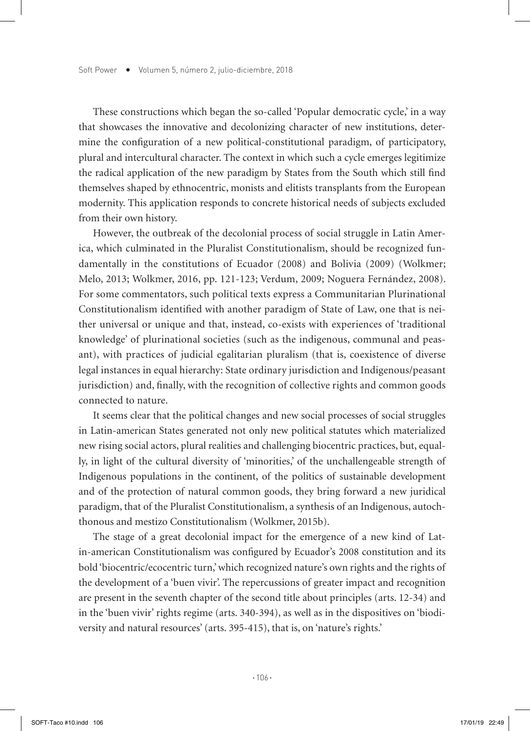These constructions which began the so-called 'Popular democratic cycle,' in a way that showcases the innovative and decolonizing character of new institutions, determine the configuration of a new political-constitutional paradigm, of participatory, plural and intercultural character. The context in which such a cycle emerges legitimize the radical application of the new paradigm by States from the South which still find themselves shaped by ethnocentric, monists and elitists transplants from the European modernity. This application responds to concrete historical needs of subjects excluded from their own history.

However, the outbreak of the decolonial process of social struggle in Latin America, which culminated in the Pluralist Constitutionalism, should be recognized fundamentally in the constitutions of Ecuador (2008) and Bolivia (2009) (Wolkmer; Melo, 2013; Wolkmer, 2016, pp. 121-123; Verdum, 2009; Noguera Fernández, 2008). For some commentators, such political texts express a Communitarian Plurinational Constitutionalism identified with another paradigm of State of Law, one that is neither universal or unique and that, instead, co-exists with experiences of 'traditional knowledge' of plurinational societies (such as the indigenous, communal and peasant), with practices of judicial egalitarian pluralism (that is, coexistence of diverse legal instances in equal hierarchy: State ordinary jurisdiction and Indigenous/peasant jurisdiction) and, finally, with the recognition of collective rights and common goods connected to nature.

It seems clear that the political changes and new social processes of social struggles in Latin-american States generated not only new political statutes which materialized new rising social actors, plural realities and challenging biocentric practices, but, equally, in light of the cultural diversity of 'minorities,' of the unchallengeable strength of Indigenous populations in the continent, of the politics of sustainable development and of the protection of natural common goods, they bring forward a new juridical paradigm, that of the Pluralist Constitutionalism, a synthesis of an Indigenous, autochthonous and mestizo Constitutionalism (Wolkmer, 2015b).

The stage of a great decolonial impact for the emergence of a new kind of Latin-american Constitutionalism was configured by Ecuador's 2008 constitution and its bold 'biocentric/ecocentric turn,' which recognized nature's own rights and the rights of the development of a 'buen vivir'. The repercussions of greater impact and recognition are present in the seventh chapter of the second title about principles (arts. 12-34) and in the 'buen vivir' rights regime (arts. 340-394), as well as in the dispositives on 'biodiversity and natural resources' (arts. 395-415), that is, on 'nature's rights.'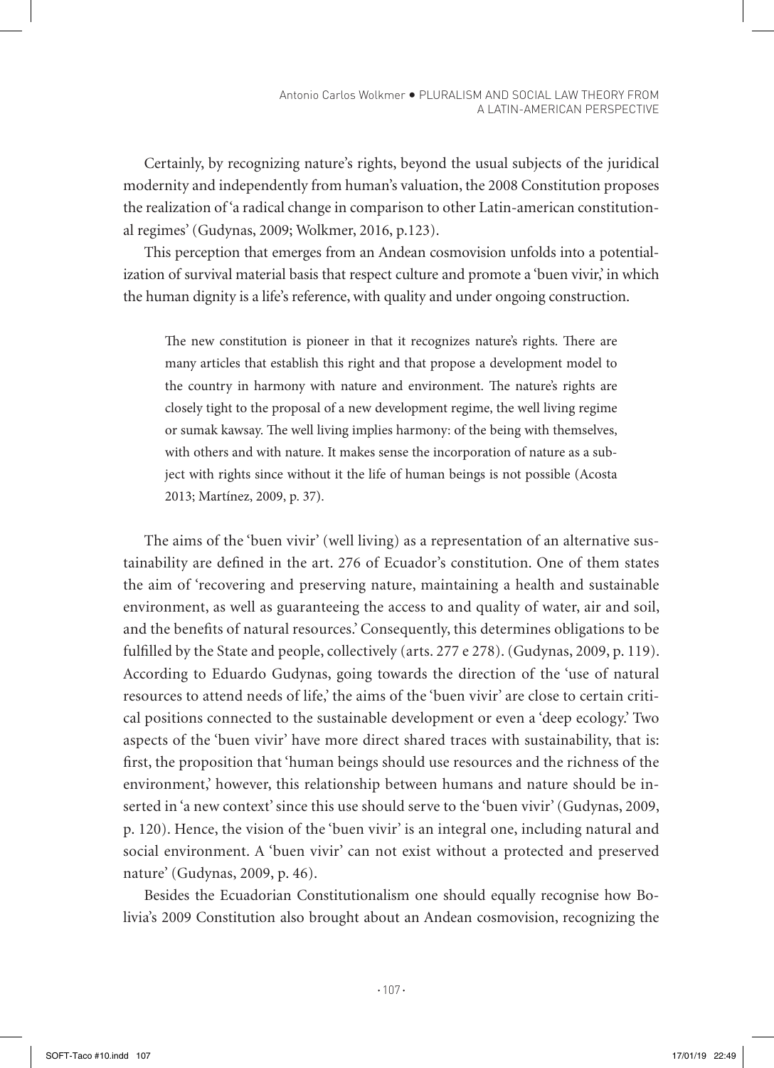Certainly, by recognizing nature's rights, beyond the usual subjects of the juridical modernity and independently from human's valuation, the 2008 Constitution proposes the realization of 'a radical change in comparison to other Latin-american constitutional regimes' (Gudynas, 2009; Wolkmer, 2016, p.123).

This perception that emerges from an Andean cosmovision unfolds into a potentialization of survival material basis that respect culture and promote a 'buen vivir,' in which the human dignity is a life's reference, with quality and under ongoing construction.

> The new constitution is pioneer in that it recognizes nature's rights. There are many articles that establish this right and that propose a development model to the country in harmony with nature and environment. The nature's rights are closely tight to the proposal of a new development regime, the well living regime or sumak kawsay. The well living implies harmony: of the being with themselves, with others and with nature. It makes sense the incorporation of nature as a subject with rights since without it the life of human beings is not possible (Acosta 2013; Martínez, 2009, p. 37).

The aims of the 'buen vivir' (well living) as a representation of an alternative sustainability are defined in the art. 276 of Ecuador's constitution. One of them states the aim of 'recovering and preserving nature, maintaining a health and sustainable environment, as well as guaranteeing the access to and quality of water, air and soil, and the benefits of natural resources.' Consequently, this determines obligations to be fulfilled by the State and people, collectively (arts. 277 e 278). (Gudynas, 2009, p. 119). According to Eduardo Gudynas, going towards the direction of the 'use of natural resources to attend needs of life,' the aims of the 'buen vivir' are close to certain critical positions connected to the sustainable development or even a 'deep ecology.' Two aspects of the 'buen vivir' have more direct shared traces with sustainability, that is: first, the proposition that 'human beings should use resources and the richness of the environment,' however, this relationship between humans and nature should be inserted in 'a new context' since this use should serve to the 'buen vivir' (Gudynas, 2009, p. 120). Hence, the vision of the 'buen vivir' is an integral one, including natural and social environment. A 'buen vivir' can not exist without a protected and preserved nature' (Gudynas, 2009, p. 46).

Besides the Ecuadorian Constitutionalism one should equally recognise how Bolivia's 2009 Constitution also brought about an Andean cosmovision, recognizing the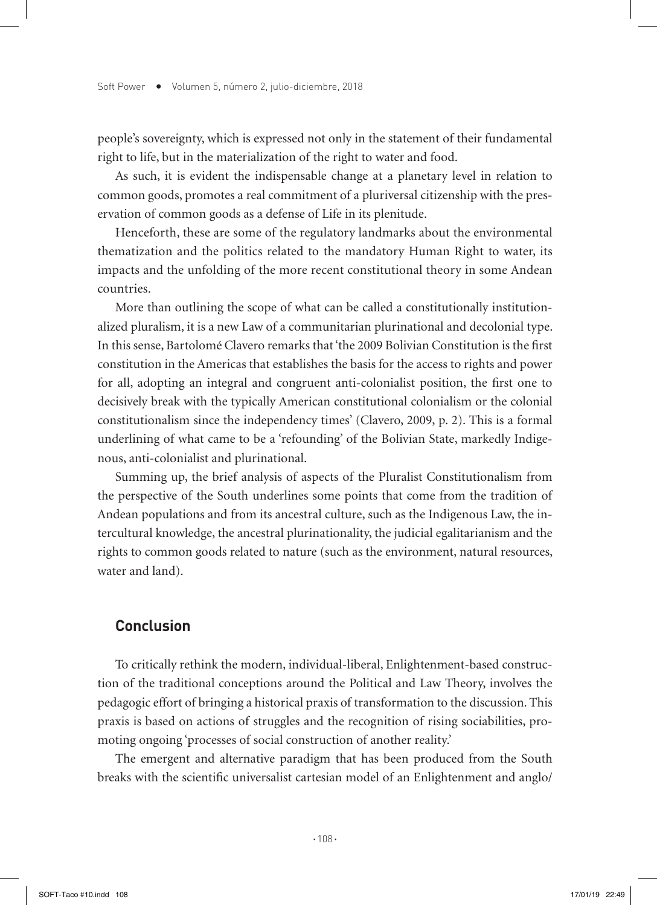people's sovereignty, which is expressed not only in the statement of their fundamental right to life, but in the materialization of the right to water and food.

As such, it is evident the indispensable change at a planetary level in relation to common goods, promotes a real commitment of a pluriversal citizenship with the preservation of common goods as a defense of Life in its plenitude.

Henceforth, these are some of the regulatory landmarks about the environmental thematization and the politics related to the mandatory Human Right to water, its impacts and the unfolding of the more recent constitutional theory in some Andean countries.

More than outlining the scope of what can be called a constitutionally institutionalized pluralism, it is a new Law of a communitarian plurinational and decolonial type. In this sense, Bartolomé Clavero remarks that 'the 2009 Bolivian Constitution is the first constitution in the Americas that establishes the basis for the access to rights and power for all, adopting an integral and congruent anti-colonialist position, the first one to decisively break with the typically American constitutional colonialism or the colonial constitutionalism since the independency times' (Clavero, 2009, p. 2). This is a formal underlining of what came to be a 'refounding' of the Bolivian State, markedly Indigenous, anti-colonialist and plurinational.

Summing up, the brief analysis of aspects of the Pluralist Constitutionalism from the perspective of the South underlines some points that come from the tradition of Andean populations and from its ancestral culture, such as the Indigenous Law, the intercultural knowledge, the ancestral plurinationality, the judicial egalitarianism and the rights to common goods related to nature (such as the environment, natural resources, water and land).

## Conclusion

To critically rethink the modern, individual-liberal, Enlightenment-based construction of the traditional conceptions around the Political and Law Theory, involves the pedagogic effort of bringing a historical praxis of transformation to the discussion. This praxis is based on actions of struggles and the recognition of rising sociabilities, promoting ongoing 'processes of social construction of another reality.'

The emergent and alternative paradigm that has been produced from the South breaks with the scientific universalist cartesian model of an Enlightenment and anglo/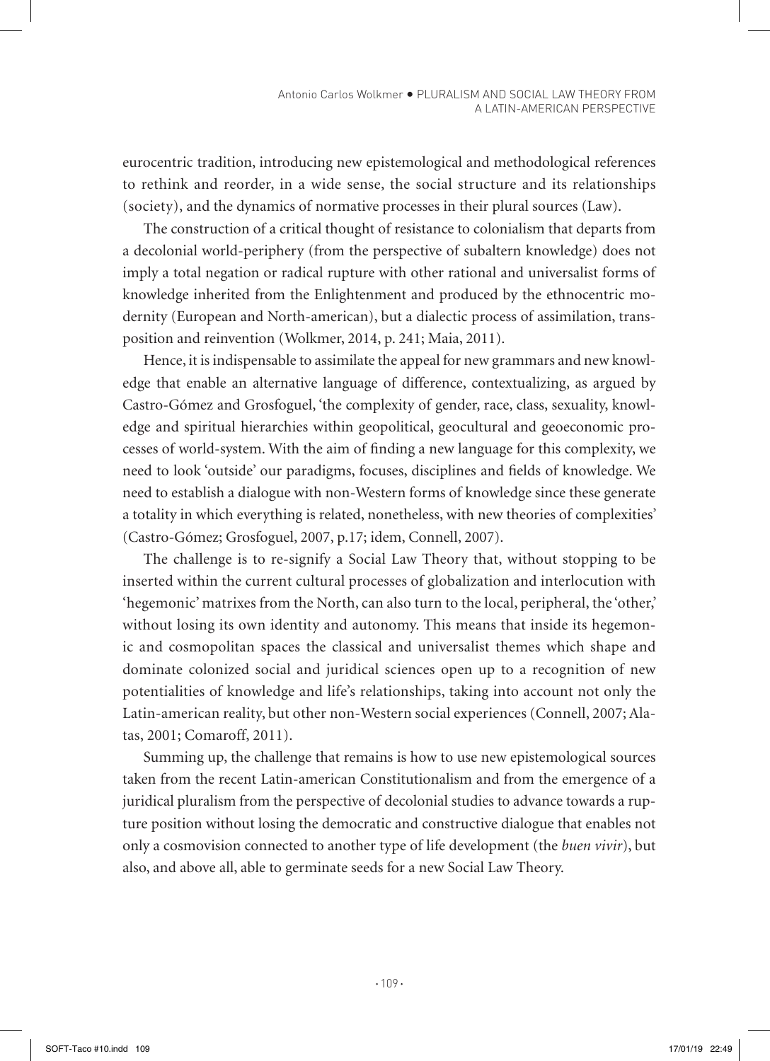eurocentric tradition, introducing new epistemological and methodological references to rethink and reorder, in a wide sense, the social structure and its relationships (society), and the dynamics of normative processes in their plural sources (Law).

The construction of a critical thought of resistance to colonialism that departs from a decolonial world-periphery (from the perspective of subaltern knowledge) does not imply a total negation or radical rupture with other rational and universalist forms of knowledge inherited from the Enlightenment and produced by the ethnocentric modernity (European and North-american), but a dialectic process of assimilation, transposition and reinvention (Wolkmer, 2014, p. 241; Maia, 2011).

Hence, it is indispensable to assimilate the appeal for new grammars and new knowledge that enable an alternative language of difference, contextualizing, as argued by Castro-Gómez and Grosfoguel, 'the complexity of gender, race, class, sexuality, knowledge and spiritual hierarchies within geopolitical, geocultural and geoeconomic processes of world-system. With the aim of finding a new language for this complexity, we need to look 'outside' our paradigms, focuses, disciplines and fields of knowledge. We need to establish a dialogue with non-Western forms of knowledge since these generate a totality in which everything is related, nonetheless, with new theories of complexities' (Castro-Gómez; Grosfoguel, 2007, p.17; idem, Connell, 2007).

The challenge is to re-signify a Social Law Theory that, without stopping to be inserted within the current cultural processes of globalization and interlocution with 'hegemonic' matrixes from the North, can also turn to the local, peripheral, the 'other,' without losing its own identity and autonomy. This means that inside its hegemonic and cosmopolitan spaces the classical and universalist themes which shape and dominate colonized social and juridical sciences open up to a recognition of new potentialities of knowledge and life's relationships, taking into account not only the Latin-american reality, but other non-Western social experiences (Connell, 2007; Alatas, 2001; Comaroff, 2011).

Summing up, the challenge that remains is how to use new epistemological sources taken from the recent Latin-american Constitutionalism and from the emergence of a juridical pluralism from the perspective of decolonial studies to advance towards a rupture position without losing the democratic and constructive dialogue that enables not only a cosmovision connected to another type of life development (the *buen vivir*), but also, and above all, able to germinate seeds for a new Social Law Theory.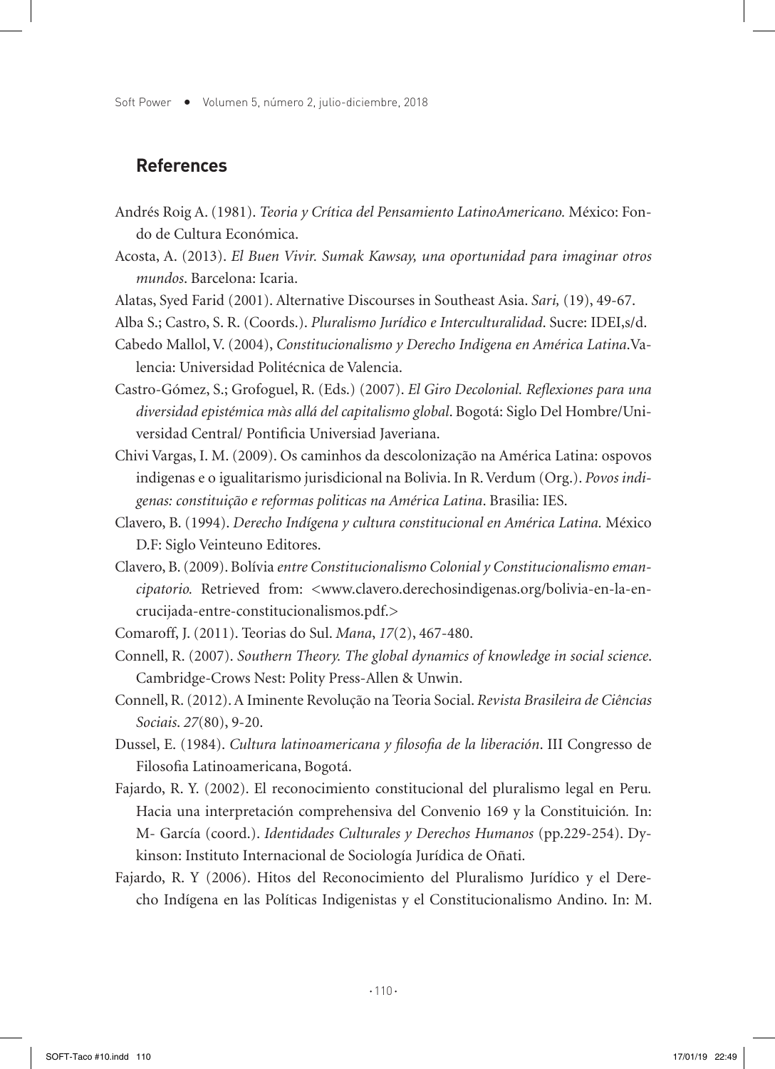## References

Andrés Roig A. (1981). *Teoria y Crítica del Pensamiento LatinoAmericano.* México: Fondo de Cultura Económica.

Acosta, A. (2013). *El Buen Vivir. Sumak Kawsay, una oportunidad para imaginar otros mundos*. Barcelona: Icaria.

Alatas, Syed Farid (2001). Alternative Discourses in Southeast Asia. *Sari,* (19), 49-67.

Alba S.; Castro, S. R. (Coords.). *Pluralismo Jurídico e Interculturalidad*. Sucre: IDEI,s/d.

Cabedo Mallol, V. (2004), *Constitucionalismo y Derecho Indigena en América Latina*.Valencia: Universidad Politécnica de Valencia.

Castro-Gómez, S.; Grofoguel, R. (Eds.) (2007). *El Giro Decolonial. Reflexiones para una diversidad epistémica màs allá del capitalismo global*. Bogotá: Siglo Del Hombre/Universidad Central/ Pontificia Universiad Javeriana.

Chivi Vargas, I. M. (2009). Os caminhos da descolonização na América Latina: ospovos indigenas e o igualitarismo jurisdicional na Bolivia. In R. Verdum (Org.). *Povos indigenas: constituição e reformas politicas na América Latina*. Brasilia: IES.

Clavero, B. (1994). *Derecho Indígena y cultura constitucional en América Latina.* México D.F: Siglo Veinteuno Editores.

Clavero, B. (2009). Bolívia *entre Constitucionalismo Colonial y Constitucionalismo emancipatorio.* Retrieved from: <www.clavero.derechosindigenas.org/bolivia-en-la-encrucijada-entre-constitucionalismos.pdf.>

Comaroff, J. (2011). Teorias do Sul. *Mana*, *17*(2), 467-480.

Connell, R. (2007). *Southern Theory. The global dynamics of knowledge in social science*. Cambridge-Crows Nest: Polity Press-Allen & Unwin.

Connell, R. (2012). A Iminente Revolução na Teoria Social. *Revista Brasileira de Ciências Sociais*. *27*(80), 9-20.

Dussel, E. (1984). *Cultura latinoamericana y filosofia de la liberación*. III Congresso de Filosofia Latinoamericana, Bogotá.

Fajardo, R. Y. (2002). El reconocimiento constitucional del pluralismo legal en Peru. Hacia una interpretación comprehensiva del Convenio 169 y la Constituición. In: M- García (coord.). *Identidades Culturales y Derechos Humanos* (pp.229-254). Dykinson: Instituto Internacional de Sociología Jurídica de Oñati.

Fajardo, R. Y (2006). Hitos del Reconocimiento del Pluralismo Jurídico y el Derecho Indígena en las Políticas Indigenistas y el Constitucionalismo Andino. In: M.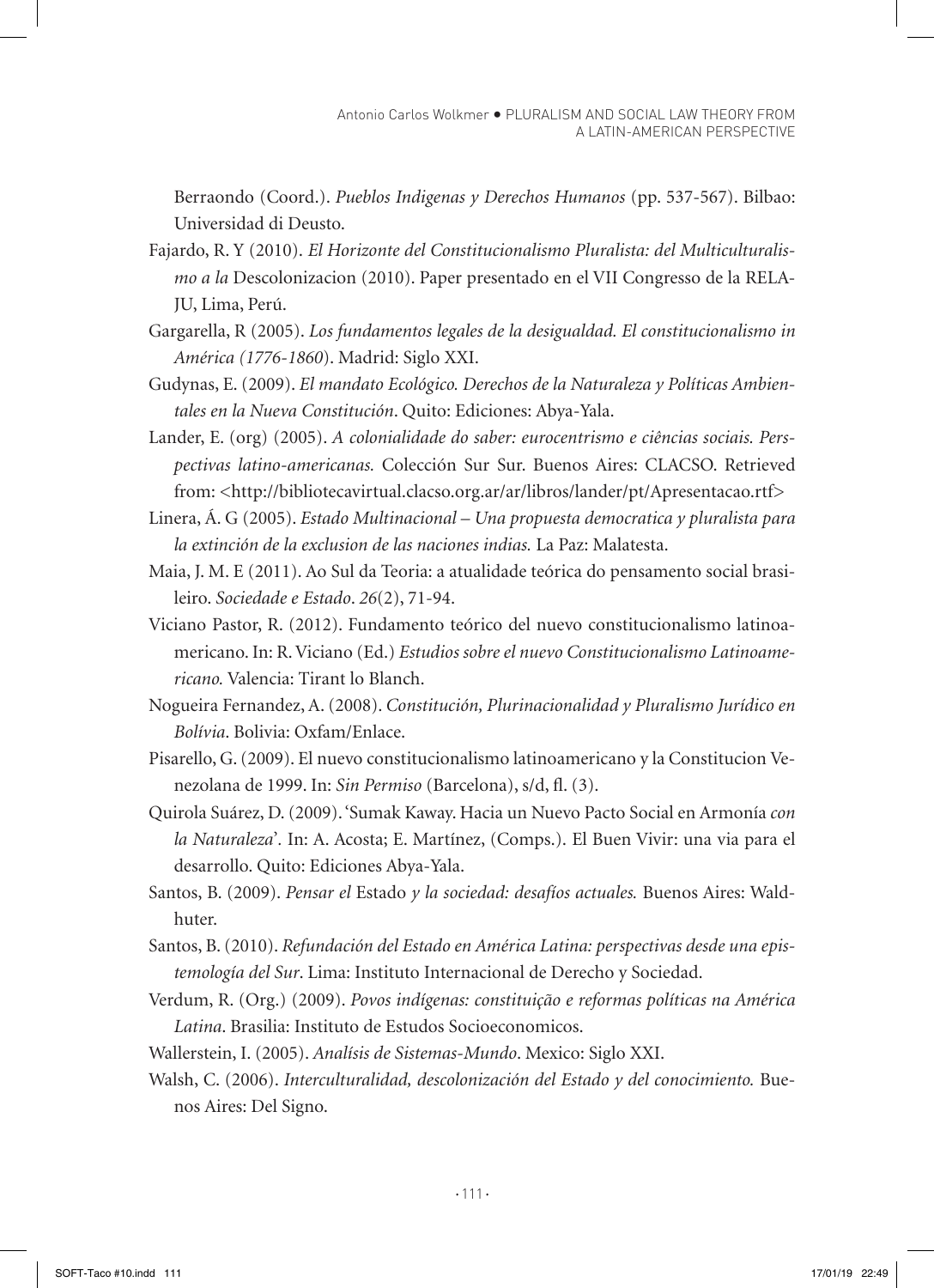Berraondo (Coord.). *Pueblos Indigenas y Derechos Humanos* (pp. 537-567). Bilbao: Universidad di Deusto.

Fajardo, R. Y (2010). *El Horizonte del Constitucionalismo Pluralista: del Multiculturalismo a la* Descolonizacion (2010). Paper presentado en el VII Congresso de la RELAJU, Lima, Perú.

Gargarella, R (2005). *Los fundamentos legales de la desigualdad. El constitucionalismo in América (1776-1860)*. Madrid: Siglo XXI.

Gudynas, E. (2009). *El mandato Ecológico. Derechos de la Naturaleza y Políticas Ambientales en la Nueva Constitución*. Quito: Ediciones: Abya-Yala.

Lander, E. (org) (2005). *A colonialidade do saber: eurocentrismo e ciências sociais. Perspectivas latino-americanas.* Colección Sur Sur. Buenos Aires: CLACSO. Retrieved from: <http://bibliotecavirtual.clacso.org.ar/ar/libros/lander/pt/Apresentacao.rtf>

Linera, Á. G (2005). *Estado Multinacional – Una propuesta democratica y pluralista para la extinción de la exclusion de las naciones indias.* La Paz: Malatesta.

Maia, J. M. E (2011). Ao Sul da Teoria: a atualidade teórica do pensamento social brasileiro. *Sociedade e Estado*. *26*(2), 71-94.

Viciano Pastor, R. (2012). Fundamento teórico del nuevo constitucionalismo latinoamericano. In: R. Viciano (Ed.) *Estudios sobre el nuevo Constitucionalismo Latinoamericano.* Valencia: Tirant lo Blanch.

Nogueira Fernandez, A. (2008). *Constitución, Plurinacionalidad y Pluralismo Jurídico en Bolívia*. Bolivia: Oxfam/Enlace.

Pisarello, G. (2009). El nuevo constitucionalismo latinoamericano y la Constitucion Venezolana de 1999. In: *Sin Permiso* (Barcelona), s/d, fl. (3).

Quirola Suárez, D. (2009). 'Sumak Kaway. Hacia un Nuevo Pacto Social en Armonía *con la Naturaleza*'. In: A. Acosta; E. Martínez, (Comps.). El Buen Vivir: una via para el desarrollo. Quito: Ediciones Abya-Yala.

Santos, B. (2009). *Pensar el* Estado *y la sociedad: desafíos actuales.* Buenos Aires: Waldhuter.

Santos, B. (2010). *Refundación del Estado en América Latina: perspectivas desde una epistemología del Sur*. Lima: Instituto Internacional de Derecho y Sociedad.

Verdum, R. (Org.) (2009). *Povos indígenas: constituição e reformas políticas na América Latina*. Brasilia: Instituto de Estudos Socioeconomicos.

Wallerstein, I. (2005). *Analísis de Sistemas-Mundo*. Mexico: Siglo XXI.

Walsh, C. (2006). *Interculturalidad, descolonización del Estado y del conocimiento.* Buenos Aires: Del Signo.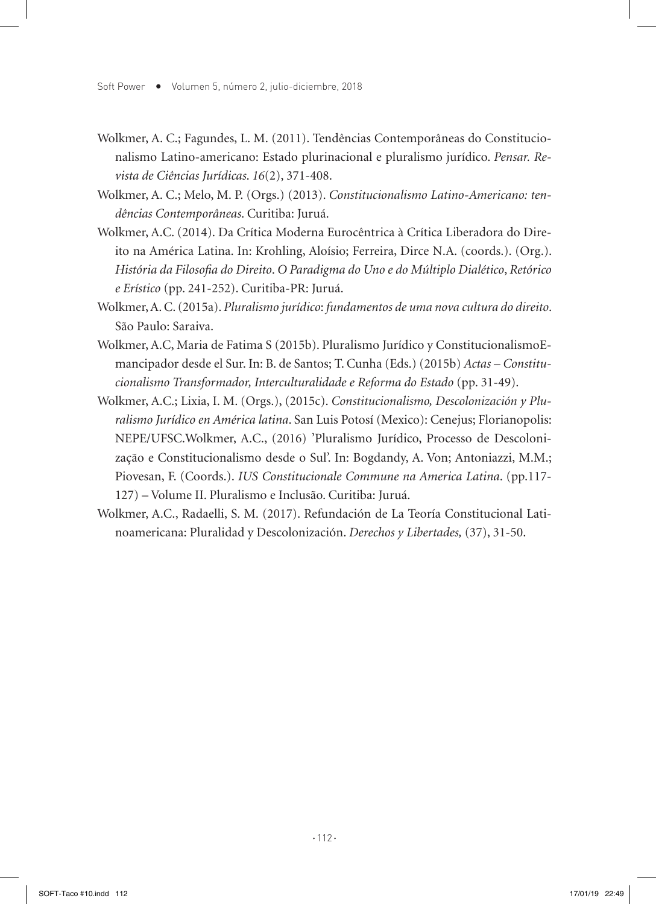Wolkmer, A. C.; Fagundes, L. M. (2011). Tendências Contemporâneas do Constitucionalismo Latino-americano: Estado plurinacional e pluralismo jurídico. *Pensar. Revista de Ciências Jurídicas. 16*(2), 371-408.

Wolkmer, A. C.; Melo, M. P. (Orgs.) (2013). *Constitucionalismo Latino-Americano: tendências Contemporâneas*. Curitiba: Juruá.

Wolkmer, A.C. (2014). Da Crítica Moderna Eurocêntrica à Crítica Liberadora do Direito na América Latina. In: Krohling, Aloísio; Ferreira, Dirce N.A. (coords.). (Org.). *História da Filosofia do Direito. O Paradigma do Uno e do Múltiplo Dialético, Retórico e Erístico* (pp. 241-252). Curitiba-PR: Juruá.

Wolkmer, A. C. (2015a). *Pluralismo jurídico: fundamentos de uma nova cultura do direito*. São Paulo: Saraiva.

Wolkmer, A.C, Maria de Fatima S (2015b). Pluralismo Jurídico y ConstitucionalismoEmancipador desde el Sur. In: B. de Santos; T. Cunha (Eds.) (2015b) *Actas – Constitucionalismo Transformador, Interculturalidade e Reforma do Estado* (pp. 31-49).

Wolkmer, A.C.; Lixia, I. M. (Orgs.), (2015c). *Constitucionalismo, Descolonización y Pluralismo Jurídico en América latina*. San Luis Potosí (Mexico): Cenejus; Florianopolis: NEPE/UFSC.Wolkmer, A.C., (2016) 'Pluralismo Jurídico, Processo de Descolonização e Constitucionalismo desde o Sul'. In: Bogdandy, A. Von; Antoniazzi, M.M.; Piovesan, F. (Coords.). *IUS Constitucionale Commune na America Latina*. (pp.117-127) – Volume II. Pluralismo e Inclusão. Curitiba: Juruá.

Wolkmer, A.C., Radaelli, S. M. (2017). Refundación de La Teoría Constitucional Latinoamericana: Pluralidad y Descolonización. *Derechos y Libertades,* (37), 31-50.